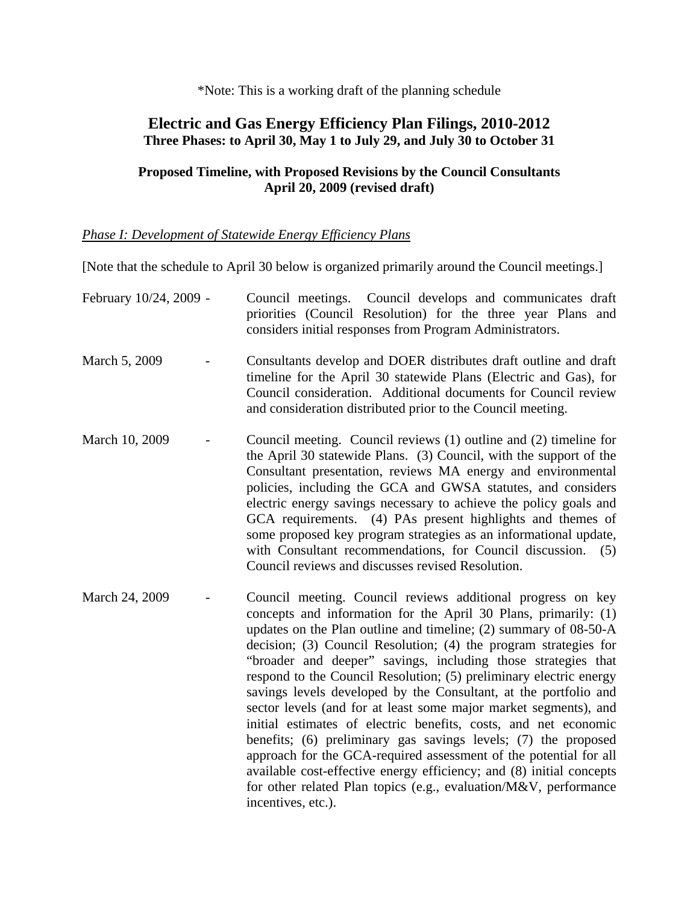*Note: This is a working draft of the planning schedule

# Electric and Gas Energy Efficiency Plan Filings, 2010-2012

**Three Phases: to April 30, May 1 to July 29, and July 30 to October 31**

**Proposed Timeline, with Proposed Revisions by the Council Consultants**
**April 20, 2009 (revised draft)**

*Phase I: Development of Statewide Energy Efficiency Plans*

[Note that the schedule to April 30 below is organized primarily around the Council meetings.]

February 10/24, 2009 - Council meetings. Council develops and communicates draft priorities (Council Resolution) for the three year Plans and considers initial responses from Program Administrators.

March 5, 2009 - Consultants develop and DOER distributes draft outline and draft timeline for the April 30 statewide Plans (Electric and Gas), for Council consideration. Additional documents for Council review and consideration distributed prior to the Council meeting.

March 10, 2009 - Council meeting. Council reviews (1) outline and (2) timeline for the April 30 statewide Plans. (3) Council, with the support of the Consultant presentation, reviews MA energy and environmental policies, including the GCA and GWSA statutes, and considers electric energy savings necessary to achieve the policy goals and GCA requirements. (4) PAs present highlights and themes of some proposed key program strategies as an informational update, with Consultant recommendations, for Council discussion. (5) Council reviews and discusses revised Resolution.

March 24, 2009 - Council meeting. Council reviews additional progress on key concepts and information for the April 30 Plans, primarily: (1) updates on the Plan outline and timeline; (2) summary of 08-50-A decision; (3) Council Resolution; (4) the program strategies for "broader and deeper" savings, including those strategies that respond to the Council Resolution; (5) preliminary electric energy savings levels developed by the Consultant, at the portfolio and sector levels (and for at least some major market segments), and initial estimates of electric benefits, costs, and net economic benefits; (6) preliminary gas savings levels; (7) the proposed approach for the GCA-required assessment of the potential for all available cost-effective energy efficiency; and (8) initial concepts for other related Plan topics (e.g., evaluation/M&V, performance incentives, etc.).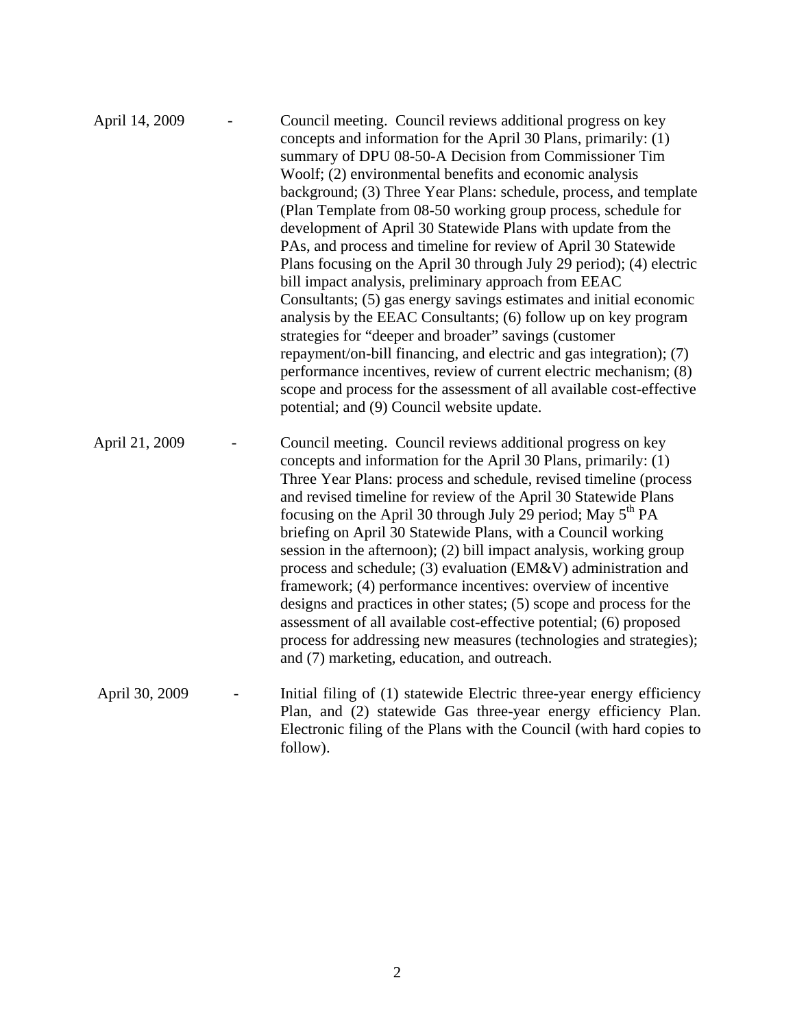April 14, 2009 - Council meeting. Council reviews additional progress on key concepts and information for the April 30 Plans, primarily: (1) summary of DPU 08-50-A Decision from Commissioner Tim Woolf; (2) environmental benefits and economic analysis background; (3) Three Year Plans: schedule, process, and template (Plan Template from 08-50 working group process, schedule for development of April 30 Statewide Plans with update from the PAs, and process and timeline for review of April 30 Statewide Plans focusing on the April 30 through July 29 period); (4) electric bill impact analysis, preliminary approach from EEAC Consultants; (5) gas energy savings estimates and initial economic analysis by the EEAC Consultants; (6) follow up on key program strategies for "deeper and broader" savings (customer repayment/on-bill financing, and electric and gas integration); (7) performance incentives, review of current electric mechanism; (8) scope and process for the assessment of all available cost-effective potential; and (9) Council website update.

April 21, 2009 - Council meeting. Council reviews additional progress on key concepts and information for the April 30 Plans, primarily: (1) Three Year Plans: process and schedule, revised timeline (process and revised timeline for review of the April 30 Statewide Plans focusing on the April 30 through July 29 period; May 5th PA briefing on April 30 Statewide Plans, with a Council working session in the afternoon); (2) bill impact analysis, working group process and schedule; (3) evaluation (EM&V) administration and framework; (4) performance incentives: overview of incentive designs and practices in other states; (5) scope and process for the assessment of all available cost-effective potential; (6) proposed process for addressing new measures (technologies and strategies); and (7) marketing, education, and outreach.

April 30, 2009 - Initial filing of (1) statewide Electric three-year energy efficiency Plan, and (2) statewide Gas three-year energy efficiency Plan. Electronic filing of the Plans with the Council (with hard copies to follow).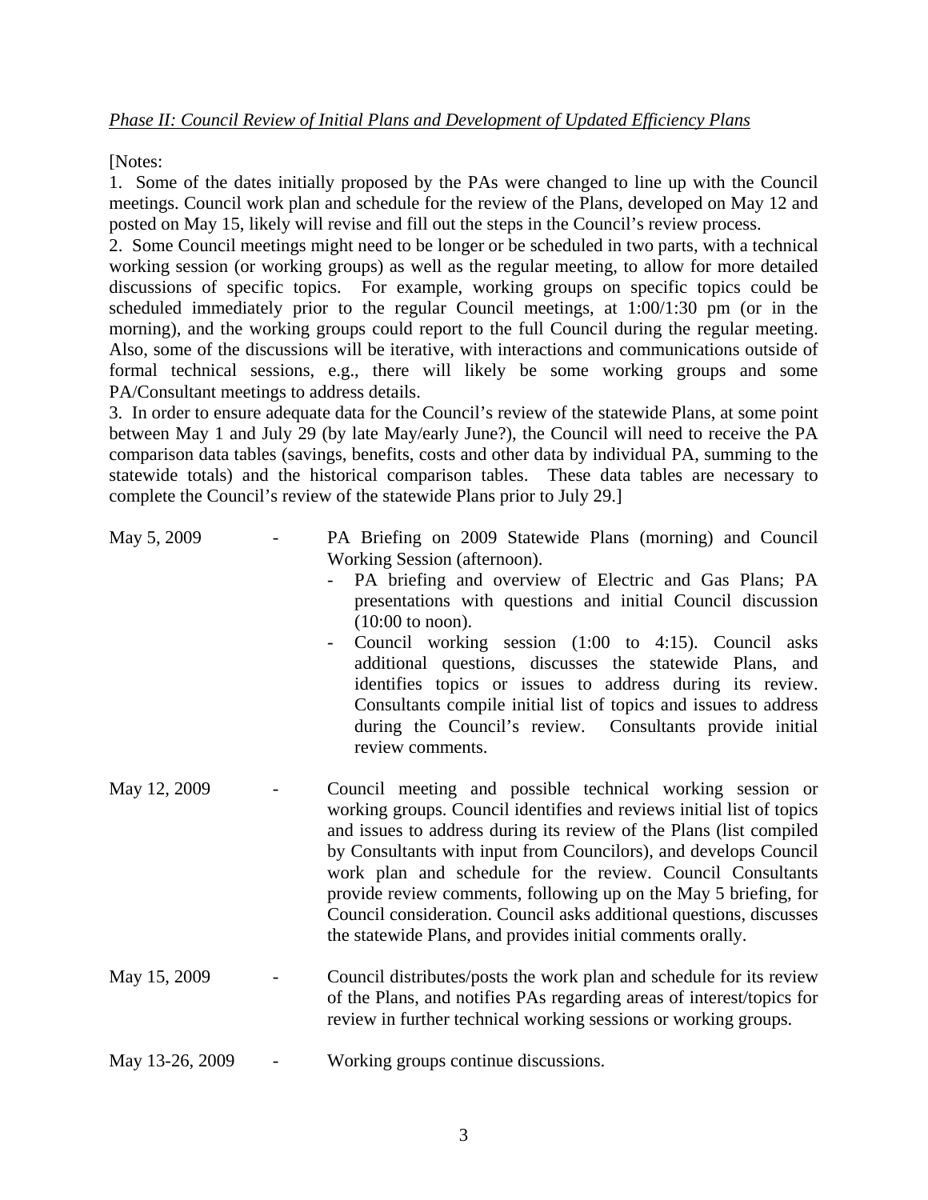*Phase II: Council Review of Initial Plans and Development of Updated Efficiency Plans*

[Notes:

1. Some of the dates initially proposed by the PAs were changed to line up with the Council meetings. Council work plan and schedule for the review of the Plans, developed on May 12 and posted on May 15, likely will revise and fill out the steps in the Council's review process.
2. Some Council meetings might need to be longer or be scheduled in two parts, with a technical working session (or working groups) as well as the regular meeting, to allow for more detailed discussions of specific topics. For example, working groups on specific topics could be scheduled immediately prior to the regular Council meetings, at 1:00/1:30 pm (or in the morning), and the working groups could report to the full Council during the regular meeting. Also, some of the discussions will be iterative, with interactions and communications outside of formal technical sessions, e.g., there will likely be some working groups and some PA/Consultant meetings to address details.
3. In order to ensure adequate data for the Council's review of the statewide Plans, at some point between May 1 and July 29 (by late May/early June?), the Council will need to receive the PA comparison data tables (savings, benefits, costs and other data by individual PA, summing to the statewide totals) and the historical comparison tables. These data tables are necessary to complete the Council's review of the statewide Plans prior to July 29.]

May 5, 2009 - PA Briefing on 2009 Statewide Plans (morning) and Council Working Session (afternoon).

- PA briefing and overview of Electric and Gas Plans; PA presentations with questions and initial Council discussion (10:00 to noon).
- Council working session (1:00 to 4:15). Council asks additional questions, discusses the statewide Plans, and identifies topics or issues to address during its review. Consultants compile initial list of topics and issues to address during the Council's review. Consultants provide initial review comments.

May 12, 2009 - Council meeting and possible technical working session or working groups. Council identifies and reviews initial list of topics and issues to address during its review of the Plans (list compiled by Consultants with input from Councilors), and develops Council work plan and schedule for the review. Council Consultants provide review comments, following up on the May 5 briefing, for Council consideration. Council asks additional questions, discusses the statewide Plans, and provides initial comments orally.

May 15, 2009 - Council distributes/posts the work plan and schedule for its review of the Plans, and notifies PAs regarding areas of interest/topics for review in further technical working sessions or working groups.

May 13-26, 2009 - Working groups continue discussions.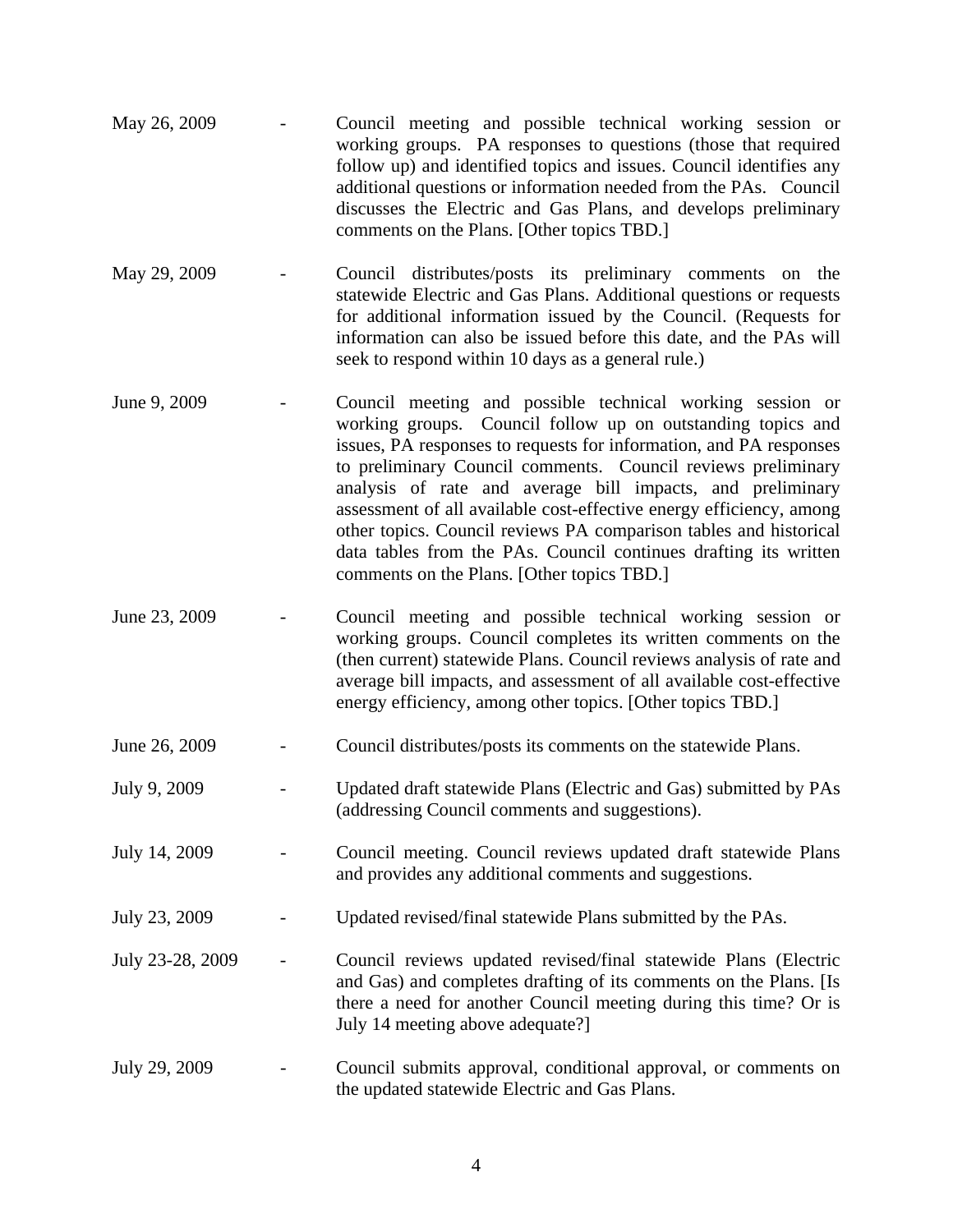May 26, 2009 - Council meeting and possible technical working session or working groups. PA responses to questions (those that required follow up) and identified topics and issues. Council identifies any additional questions or information needed from the PAs. Council discusses the Electric and Gas Plans, and develops preliminary comments on the Plans. [Other topics TBD.]

May 29, 2009 - Council distributes/posts its preliminary comments on the statewide Electric and Gas Plans. Additional questions or requests for additional information issued by the Council. (Requests for information can also be issued before this date, and the PAs will seek to respond within 10 days as a general rule.)

June 9, 2009 - Council meeting and possible technical working session or working groups. Council follow up on outstanding topics and issues, PA responses to requests for information, and PA responses to preliminary Council comments. Council reviews preliminary analysis of rate and average bill impacts, and preliminary assessment of all available cost-effective energy efficiency, among other topics. Council reviews PA comparison tables and historical data tables from the PAs. Council continues drafting its written comments on the Plans. [Other topics TBD.]

June 23, 2009 - Council meeting and possible technical working session or working groups. Council completes its written comments on the (then current) statewide Plans. Council reviews analysis of rate and average bill impacts, and assessment of all available cost-effective energy efficiency, among other topics. [Other topics TBD.]

June 26, 2009 - Council distributes/posts its comments on the statewide Plans.

July 9, 2009 - Updated draft statewide Plans (Electric and Gas) submitted by PAs (addressing Council comments and suggestions).

July 14, 2009 - Council meeting. Council reviews updated draft statewide Plans and provides any additional comments and suggestions.

July 23, 2009 - Updated revised/final statewide Plans submitted by the PAs.

July 23-28, 2009 - Council reviews updated revised/final statewide Plans (Electric and Gas) and completes drafting of its comments on the Plans. [Is there a need for another Council meeting during this time? Or is July 14 meeting above adequate?]

July 29, 2009 - Council submits approval, conditional approval, or comments on the updated statewide Electric and Gas Plans.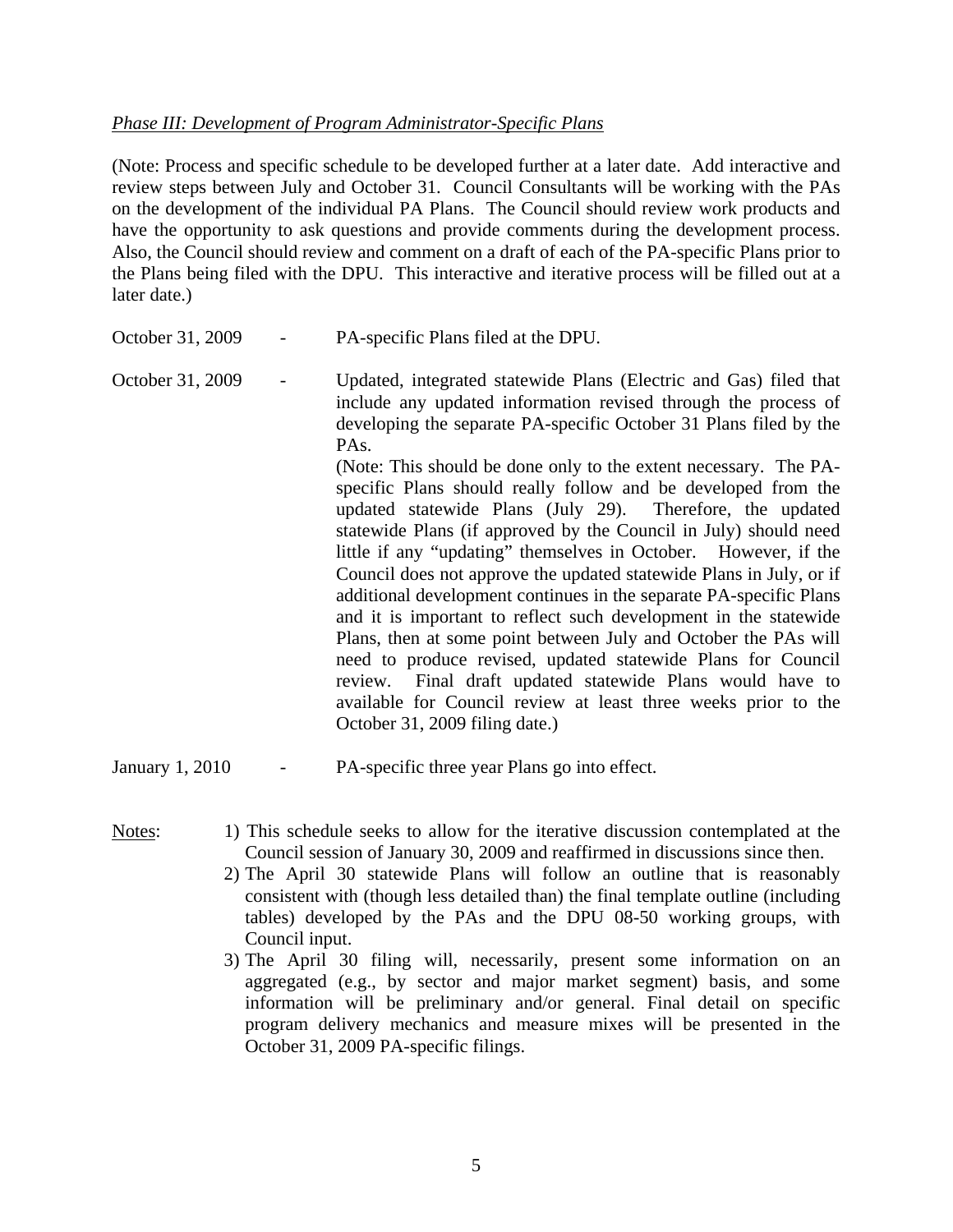*Phase III: Development of Program Administrator-Specific Plans*

(Note: Process and specific schedule to be developed further at a later date. Add interactive and review steps between July and October 31. Council Consultants will be working with the PAs on the development of the individual PA Plans. The Council should review work products and have the opportunity to ask questions and provide comments during the development process. Also, the Council should review and comment on a draft of each of the PA-specific Plans prior to the Plans being filed with the DPU. This interactive and iterative process will be filled out at a later date.)

October 31, 2009 - PA-specific Plans filed at the DPU.

October 31, 2009 - Updated, integrated statewide Plans (Electric and Gas) filed that include any updated information revised through the process of developing the separate PA-specific October 31 Plans filed by the PAs.
(Note: This should be done only to the extent necessary. The PA-specific Plans should really follow and be developed from the updated statewide Plans (July 29). Therefore, the updated statewide Plans (if approved by the Council in July) should need little if any "updating" themselves in October. However, if the Council does not approve the updated statewide Plans in July, or if additional development continues in the separate PA-specific Plans and it is important to reflect such development in the statewide Plans, then at some point between July and October the PAs will need to produce revised, updated statewide Plans for Council review. Final draft updated statewide Plans would have to available for Council review at least three weeks prior to the October 31, 2009 filing date.)

January 1, 2010 - PA-specific three year Plans go into effect.

<u>Notes</u>:

1) This schedule seeks to allow for the iterative discussion contemplated at the Council session of January 30, 2009 and reaffirmed in discussions since then.
2) The April 30 statewide Plans will follow an outline that is reasonably consistent with (though less detailed than) the final template outline (including tables) developed by the PAs and the DPU 08-50 working groups, with Council input.
3) The April 30 filing will, necessarily, present some information on an aggregated (e.g., by sector and major market segment) basis, and some information will be preliminary and/or general. Final detail on specific program delivery mechanics and measure mixes will be presented in the October 31, 2009 PA-specific filings.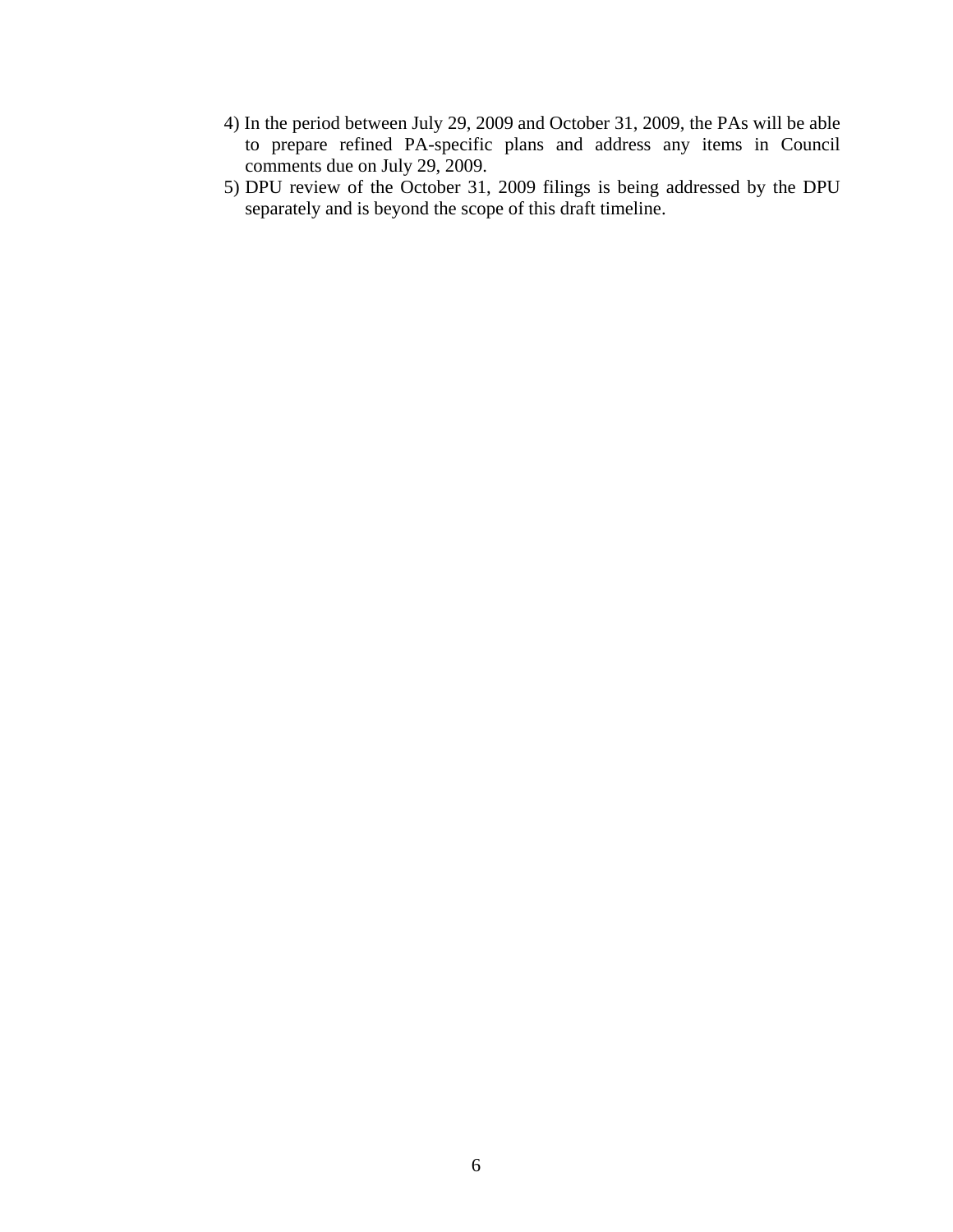4) In the period between July 29, 2009 and October 31, 2009, the PAs will be able to prepare refined PA-specific plans and address any items in Council comments due on July 29, 2009.
5) DPU review of the October 31, 2009 filings is being addressed by the DPU separately and is beyond the scope of this draft timeline.